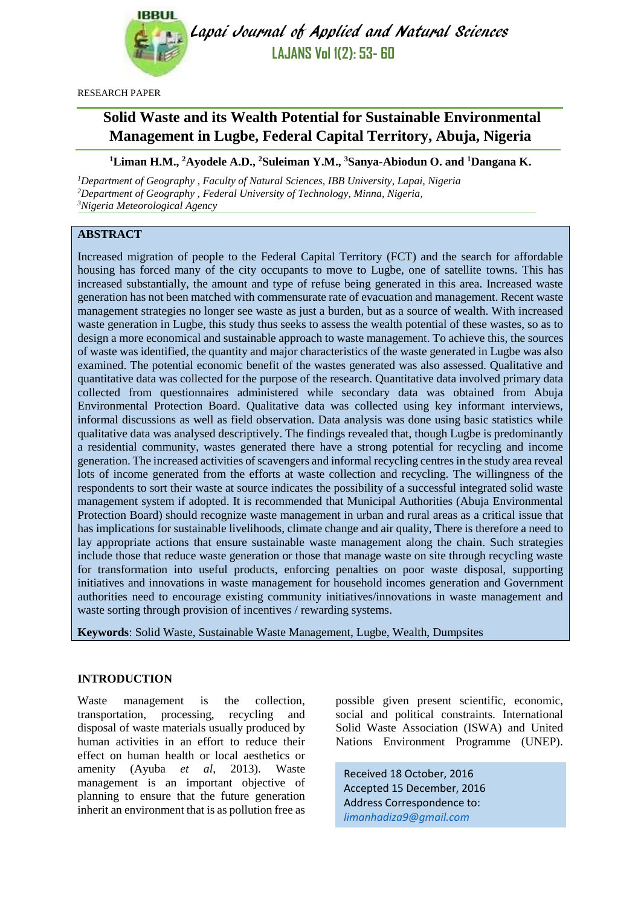RESEARCH PAPER

# Solid Waste and its Wealth Potential for Sustainable Environmental Management in Lugbe, Federal Capital Territory, Abuja, Nigeria

**[1]Liman H.M., [2]Ayodele A.D., [2]Suleiman Y.M., [3]Sanya-Abiodun O. and [1]Dangana K.**

*[1]Department of Geography , Faculty of Natural Sciences, IBB University, Lapai, Nigeria*
*[2]Department of Geography , Federal University of Technology, Minna, Nigeria,*
*[3]Nigeria Meteorological Agency*

## ABSTRACT

Increased migration of people to the Federal Capital Territory (FCT) and the search for affordable housing has forced many of the city occupants to move to Lugbe, one of satellite towns. This has increased substantially, the amount and type of refuse being generated in this area. Increased waste generation has not been matched with commensurate rate of evacuation and management. Recent waste management strategies no longer see waste as just a burden, but as a source of wealth. With increased waste generation in Lugbe, this study thus seeks to assess the wealth potential of these wastes, so as to design a more economical and sustainable approach to waste management. To achieve this, the sources of waste was identified, the quantity and major characteristics of the waste generated in Lugbe was also examined. The potential economic benefit of the wastes generated was also assessed. Qualitative and quantitative data was collected for the purpose of the research. Quantitative data involved primary data collected from questionnaires administered while secondary data was obtained from Abuja Environmental Protection Board. Qualitative data was collected using key informant interviews, informal discussions as well as field observation. Data analysis was done using basic statistics while qualitative data was analysed descriptively. The findings revealed that, though Lugbe is predominantly a residential community, wastes generated there have a strong potential for recycling and income generation. The increased activities of scavengers and informal recycling centres in the study area reveal lots of income generated from the efforts at waste collection and recycling. The willingness of the respondents to sort their waste at source indicates the possibility of a successful integrated solid waste management system if adopted. It is recommended that Municipal Authorities (Abuja Environmental Protection Board) should recognize waste management in urban and rural areas as a critical issue that has implications for sustainable livelihoods, climate change and air quality, There is therefore a need to lay appropriate actions that ensure sustainable waste management along the chain. Such strategies include those that reduce waste generation or those that manage waste on site through recycling waste for transformation into useful products, enforcing penalties on poor waste disposal, supporting initiatives and innovations in waste management for household incomes generation and Government authorities need to encourage existing community initiatives/innovations in waste management and waste sorting through provision of incentives / rewarding systems.

**Keywords**: Solid Waste, Sustainable Waste Management, Lugbe, Wealth, Dumpsites

## INTRODUCTION

Waste management is the collection, transportation, processing, recycling and disposal of waste materials usually produced by human activities in an effort to reduce their effect on human health or local aesthetics or amenity (Ayuba *et al*, 2013). Waste management is an important objective of planning to ensure that the future generation inherit an environment that is as pollution free as possible given present scientific, economic, social and political constraints. International Solid Waste Association (ISWA) and United Nations Environment Programme (UNEP).

Received 18 October, 2016
Accepted 15 December, 2016
Address Correspondence to:
*limanhadiza9@gmail.com*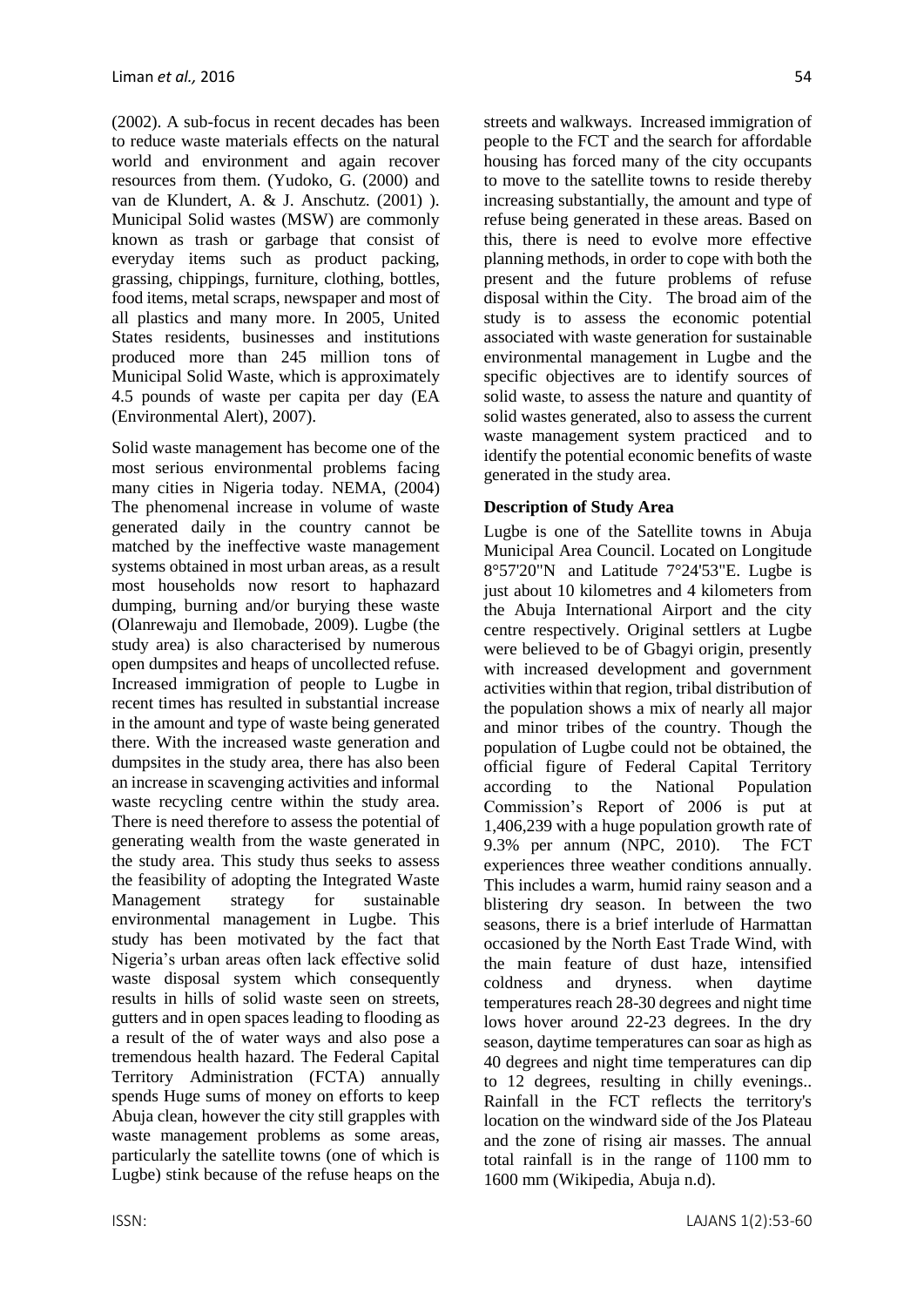(2002). A sub-focus in recent decades has been to reduce waste materials effects on the natural world and environment and again recover resources from them. (Yudoko, G. (2000) and van de Klundert, A. & J. Anschutz. (2001) ). Municipal Solid wastes (MSW) are commonly known as trash or garbage that consist of everyday items such as product packing, grassing, chippings, furniture, clothing, bottles, food items, metal scraps, newspaper and most of all plastics and many more. In 2005, United States residents, businesses and institutions produced more than 245 million tons of Municipal Solid Waste, which is approximately 4.5 pounds of waste per capita per day (EA (Environmental Alert), 2007).

Solid waste management has become one of the most serious environmental problems facing many cities in Nigeria today. NEMA, (2004) The phenomenal increase in volume of waste generated daily in the country cannot be matched by the ineffective waste management systems obtained in most urban areas, as a result most households now resort to haphazard dumping, burning and/or burying these waste (Olanrewaju and Ilemobade, 2009). Lugbe (the study area) is also characterised by numerous open dumpsites and heaps of uncollected refuse. Increased immigration of people to Lugbe in recent times has resulted in substantial increase in the amount and type of waste being generated there. With the increased waste generation and dumpsites in the study area, there has also been an increase in scavenging activities and informal waste recycling centre within the study area. There is need therefore to assess the potential of generating wealth from the waste generated in the study area. This study thus seeks to assess the feasibility of adopting the Integrated Waste Management strategy for sustainable environmental management in Lugbe. This study has been motivated by the fact that Nigeria's urban areas often lack effective solid waste disposal system which consequently results in hills of solid waste seen on streets, gutters and in open spaces leading to flooding as a result of the of water ways and also pose a tremendous health hazard. The Federal Capital Territory Administration (FCTA) annually spends Huge sums of money on efforts to keep Abuja clean, however the city still grapples with waste management problems as some areas, particularly the satellite towns (one of which is Lugbe) stink because of the refuse heaps on the streets and walkways. Increased immigration of people to the FCT and the search for affordable housing has forced many of the city occupants to move to the satellite towns to reside thereby increasing substantially, the amount and type of refuse being generated in these areas. Based on this, there is need to evolve more effective planning methods, in order to cope with both the present and the future problems of refuse disposal within the City. The broad aim of the study is to assess the economic potential associated with waste generation for sustainable environmental management in Lugbe and the specific objectives are to identify sources of solid waste, to assess the nature and quantity of solid wastes generated, also to assess the current waste management system practiced and to identify the potential economic benefits of waste generated in the study area.

## Description of Study Area

Lugbe is one of the Satellite towns in Abuja Municipal Area Council. Located on Longitude 8°57'20"N and Latitude 7°24'53"E. Lugbe is just about 10 kilometres and 4 kilometers from the Abuja International Airport and the city centre respectively. Original settlers at Lugbe were believed to be of Gbagyi origin, presently with increased development and government activities within that region, tribal distribution of the population shows a mix of nearly all major and minor tribes of the country. Though the population of Lugbe could not be obtained, the official figure of Federal Capital Territory according to the National Population Commission's Report of 2006 is put at 1,406,239 with a huge population growth rate of 9.3% per annum (NPC, 2010). The FCT experiences three weather conditions annually. This includes a warm, humid rainy season and a blistering dry season. In between the two seasons, there is a brief interlude of Harmattan occasioned by the North East Trade Wind, with the main feature of dust haze, intensified coldness and dryness. when daytime temperatures reach 28-30 degrees and night time lows hover around 22-23 degrees. In the dry season, daytime temperatures can soar as high as 40 degrees and night time temperatures can dip to 12 degrees, resulting in chilly evenings.. Rainfall in the FCT reflects the territory's location on the windward side of the Jos Plateau and the zone of rising air masses. The annual total rainfall is in the range of 1100 mm to 1600 mm (Wikipedia, Abuja n.d).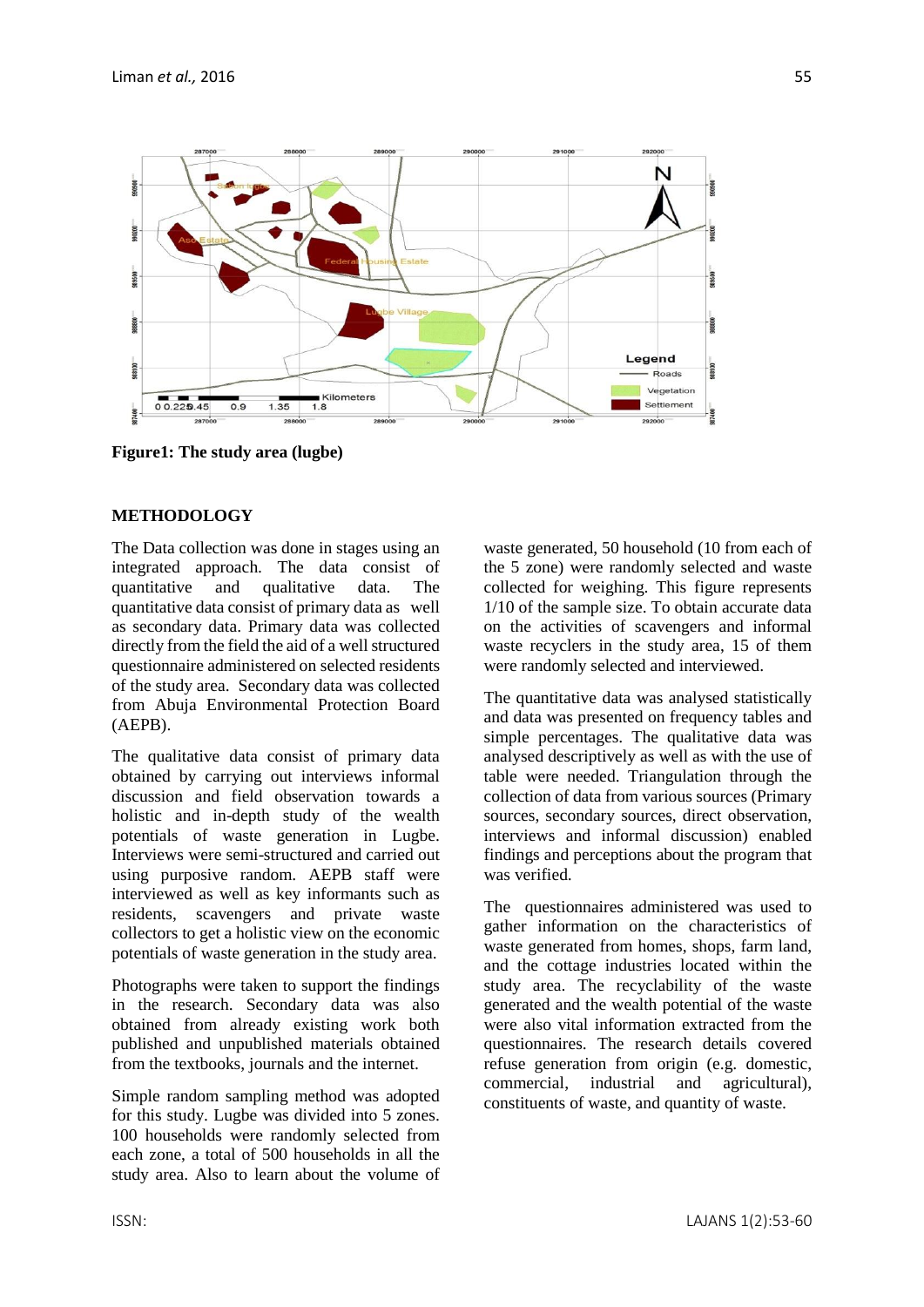Figure1: The study area (lugbe)

## METHODOLOGY

The Data collection was done in stages using an integrated approach. The data consist of quantitative and qualitative data. The quantitative data consist of primary data as well as secondary data. Primary data was collected directly from the field the aid of a well structured questionnaire administered on selected residents of the study area. Secondary data was collected from Abuja Environmental Protection Board (AEPB).

The qualitative data consist of primary data obtained by carrying out interviews informal discussion and field observation towards a holistic and in-depth study of the wealth potentials of waste generation in Lugbe. Interviews were semi-structured and carried out using purposive random. AEPB staff were interviewed as well as key informants such as residents, scavengers and private waste collectors to get a holistic view on the economic potentials of waste generation in the study area.

Photographs were taken to support the findings in the research. Secondary data was also obtained from already existing work both published and unpublished materials obtained from the textbooks, journals and the internet.

Simple random sampling method was adopted for this study. Lugbe was divided into 5 zones. 100 households were randomly selected from each zone, a total of 500 households in all the study area. Also to learn about the volume of waste generated, 50 household (10 from each of the 5 zone) were randomly selected and waste collected for weighing. This figure represents 1/10 of the sample size. To obtain accurate data on the activities of scavengers and informal waste recyclers in the study area, 15 of them were randomly selected and interviewed.

The quantitative data was analysed statistically and data was presented on frequency tables and simple percentages. The qualitative data was analysed descriptively as well as with the use of table were needed. Triangulation through the collection of data from various sources (Primary sources, secondary sources, direct observation, interviews and informal discussion) enabled findings and perceptions about the program that was verified.

The questionnaires administered was used to gather information on the characteristics of waste generated from homes, shops, farm land, and the cottage industries located within the study area. The recyclability of the waste generated and the wealth potential of the waste were also vital information extracted from the questionnaires. The research details covered refuse generation from origin (e.g. domestic, commercial, industrial and agricultural), constituents of waste, and quantity of waste.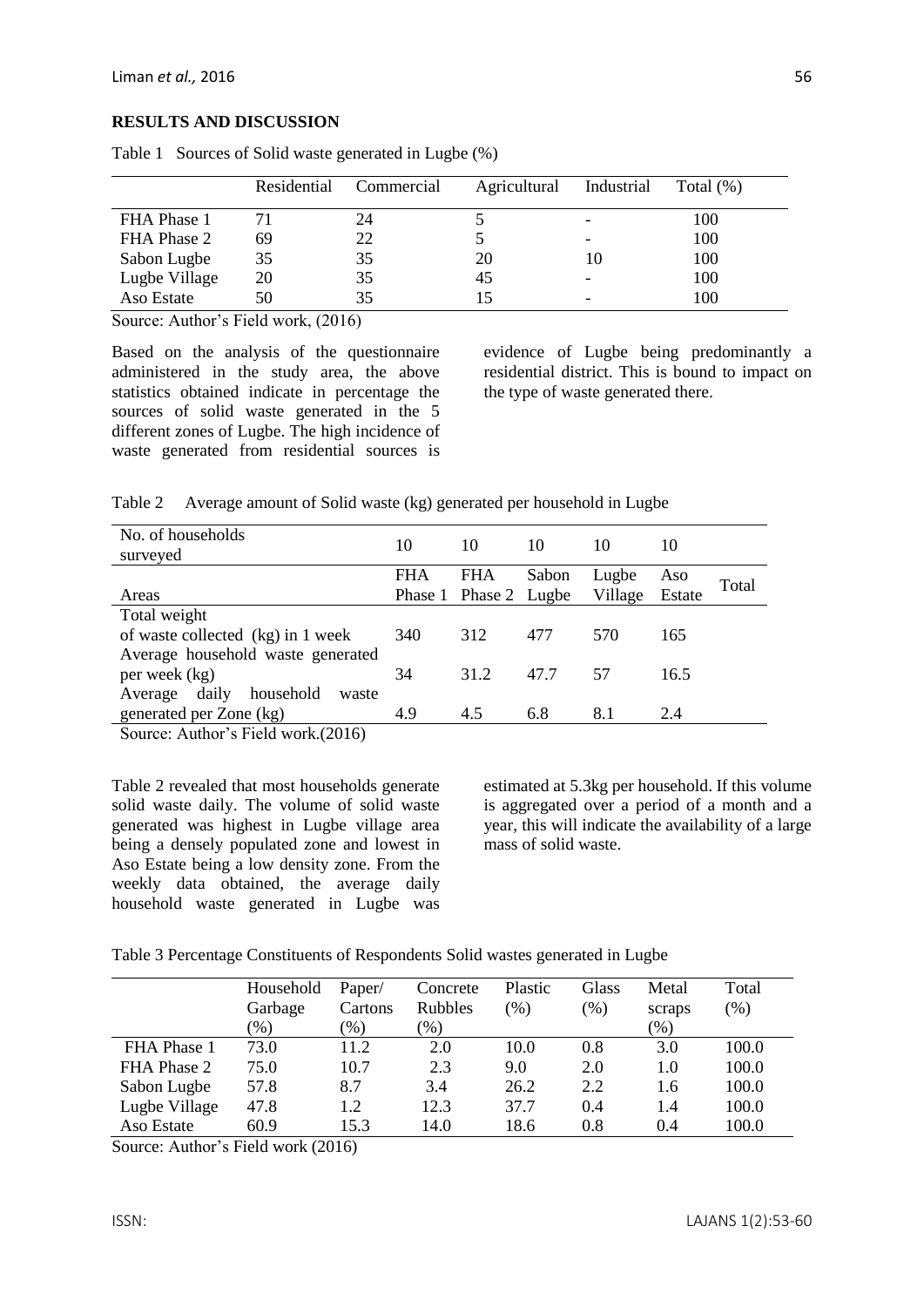## RESULTS AND DISCUSSION

Table 1 Sources of Solid waste generated in Lugbe (%)

| | Residential | Commercial | Agricultural | Industrial | Total (%) |
|---|---|---|---|---|---|
| FHA Phase 1 | 71 | 24 | 5 | - | 100 |
| FHA Phase 2 | 69 | 22 | 5 | - | 100 |
| Sabon Lugbe | 35 | 35 | 20 | 10 | 100 |
| Lugbe Village | 20 | 35 | 45 | - | 100 |
| Aso Estate | 50 | 35 | 15 | - | 100 |

Source: Author's Field work, (2016)

Based on the analysis of the questionnaire administered in the study area, the above statistics obtained indicate in percentage the sources of solid waste generated in the 5 different zones of Lugbe. The high incidence of waste generated from residential sources is evidence of Lugbe being predominantly a residential district. This is bound to impact on the type of waste generated there.

Table 2 Average amount of Solid waste (kg) generated per household in Lugbe

| No. of households surveyed | 10 | 10 | 10 | 10 | 10 | |
|---|---|---|---|---|---|---|
| Areas | FHA Phase 1 | FHA Phase 2 | Sabon Lugbe | Lugbe Village | Aso Estate | Total |
| Total weight of waste collected (kg) in 1 week | 340 | 312 | 477 | 570 | 165 | |
| Average household waste generated per week (kg) | 34 | 31.2 | 47.7 | 57 | 16.5 | |
| Average daily household waste generated per Zone (kg) | 4.9 | 4.5 | 6.8 | 8.1 | 2.4 | |

Source: Author's Field work.(2016)

Table 2 revealed that most households generate solid waste daily. The volume of solid waste generated was highest in Lugbe village area being a densely populated zone and lowest in Aso Estate being a low density zone. From the weekly data obtained, the average daily household waste generated in Lugbe was estimated at 5.3kg per household. If this volume is aggregated over a period of a month and a year, this will indicate the availability of a large mass of solid waste.

Table 3 Percentage Constituents of Respondents Solid wastes generated in Lugbe

| | Household Garbage (%) | Paper/ Cartons (%) | Concrete Rubbles (%) | Plastic (%) | Glass (%) | Metal scraps (%) | Total (%) |
|---|---|---|---|---|---|---|---|
| FHA Phase 1 | 73.0 | 11.2 | 2.0 | 10.0 | 0.8 | 3.0 | 100.0 |
| FHA Phase 2 | 75.0 | 10.7 | 2.3 | 9.0 | 2.0 | 1.0 | 100.0 |
| Sabon Lugbe | 57.8 | 8.7 | 3.4 | 26.2 | 2.2 | 1.6 | 100.0 |
| Lugbe Village | 47.8 | 1.2 | 12.3 | 37.7 | 0.4 | 1.4 | 100.0 |
| Aso Estate | 60.9 | 15.3 | 14.0 | 18.6 | 0.8 | 0.4 | 100.0 |

Source: Author's Field work (2016)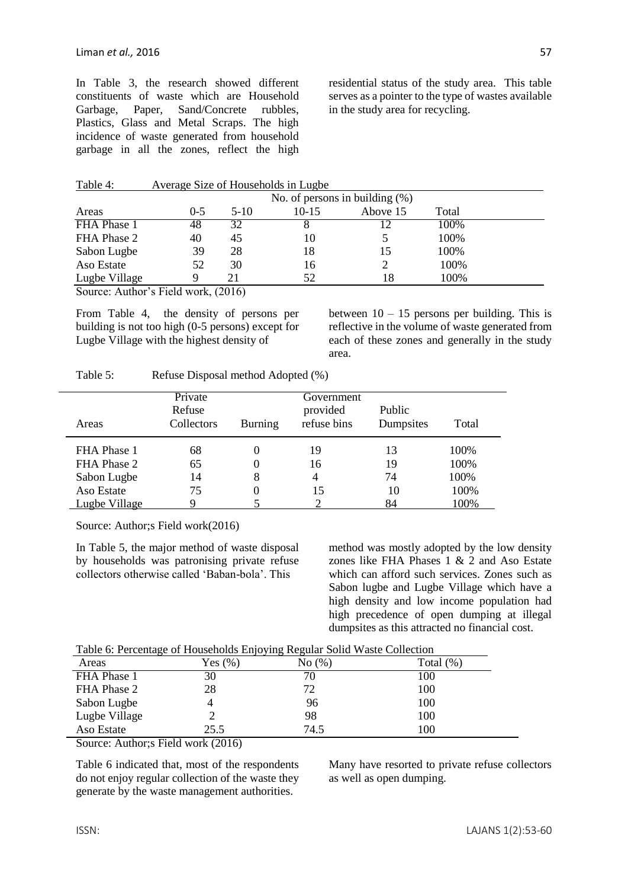In Table 3, the research showed different constituents of waste which are Household Garbage, Paper, Sand/Concrete rubbles, Plastics, Glass and Metal Scraps. The high incidence of waste generated from household garbage in all the zones, reflect the high residential status of the study area. This table serves as a pointer to the type of wastes available in the study area for recycling.

Table 4: Average Size of Households in Lugbe

| Areas | No. of persons in building (%) | | | | |
|---|---|---|---|---|---|
| | 0-5 | 5-10 | 10-15 | Above 15 | Total |
| FHA Phase 1 | 48 | 32 | 8 | 12 | 100% |
| FHA Phase 2 | 40 | 45 | 10 | 5 | 100% |
| Sabon Lugbe | 39 | 28 | 18 | 15 | 100% |
| Aso Estate | 52 | 30 | 16 | 2 | 100% |
| Lugbe Village | 9 | 21 | 52 | 18 | 100% |

Source: Author's Field work, (2016)

From Table 4, the density of persons per building is not too high (0-5 persons) except for Lugbe Village with the highest density of between 10 – 15 persons per building. This is reflective in the volume of waste generated from each of these zones and generally in the study area.

Table 5: Refuse Disposal method Adopted (%)

| Areas | Private Refuse Collectors | Burning | Government provided refuse bins | Public Dumpsites | Total |
|---|---|---|---|---|---|
| FHA Phase 1 | 68 | 0 | 19 | 13 | 100% |
| FHA Phase 2 | 65 | 0 | 16 | 19 | 100% |
| Sabon Lugbe | 14 | 8 | 4 | 74 | 100% |
| Aso Estate | 75 | 0 | 15 | 10 | 100% |
| Lugbe Village | 9 | 5 | 2 | 84 | 100% |

Source: Author;s Field work(2016)

In Table 5, the major method of waste disposal by households was patronising private refuse collectors otherwise called 'Baban-bola'. This method was mostly adopted by the low density zones like FHA Phases 1 & 2 and Aso Estate which can afford such services. Zones such as Sabon lugbe and Lugbe Village which have a high density and low income population had high precedence of open dumping at illegal dumpsites as this attracted no financial cost.

Table 6: Percentage of Households Enjoying Regular Solid Waste Collection

| Areas | Yes (%) | No (%) | Total (%) |
|---|---|---|---|
| FHA Phase 1 | 30 | 70 | 100 |
| FHA Phase 2 | 28 | 72 | 100 |
| Sabon Lugbe | 4 | 96 | 100 |
| Lugbe Village | 2 | 98 | 100 |
| Aso Estate | 25.5 | 74.5 | 100 |

Source: Author;s Field work (2016)

Table 6 indicated that, most of the respondents do not enjoy regular collection of the waste they generate by the waste management authorities. Many have resorted to private refuse collectors as well as open dumping.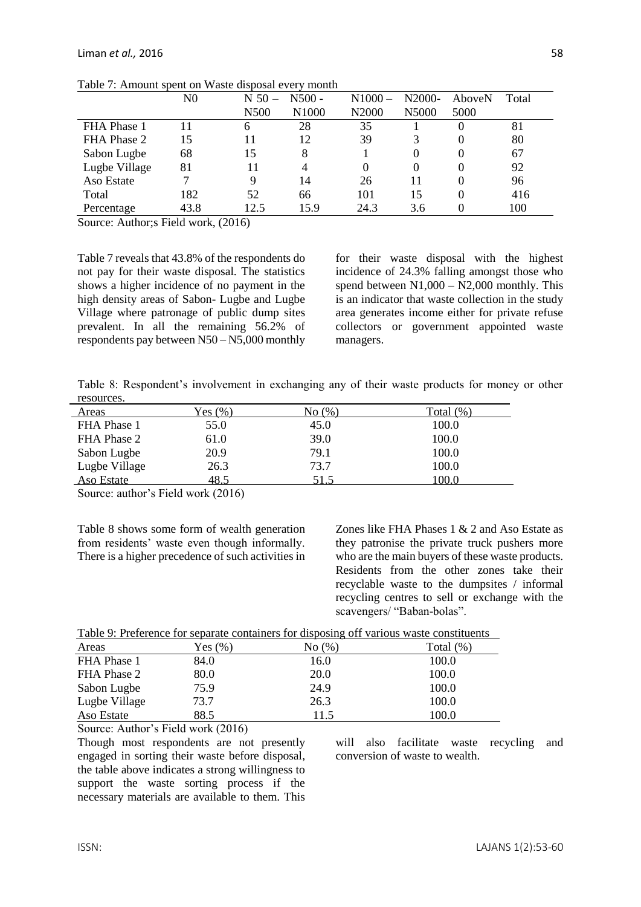Table 7: Amount spent on Waste disposal every month

| | N0 | N 50 – N500 | N500 - N1000 | N1000 – N2000 | N2000- N5000 | AboveN 5000 | Total |
|---|---|---|---|---|---|---|---|
| FHA Phase 1 | 11 | 6 | 28 | 35 | 1 | 0 | 81 |
| FHA Phase 2 | 15 | 11 | 12 | 39 | 3 | 0 | 80 |
| Sabon Lugbe | 68 | 15 | 8 | 1 | 0 | 0 | 67 |
| Lugbe Village | 81 | 11 | 4 | 0 | 0 | 0 | 92 |
| Aso Estate | 7 | 9 | 14 | 26 | 11 | 0 | 96 |
| Total | 182 | 52 | 66 | 101 | 15 | 0 | 416 |
| Percentage | 43.8 | 12.5 | 15.9 | 24.3 | 3.6 | 0 | 100 |

Source: Author;s Field work, (2016)

Table 7 reveals that 43.8% of the respondents do not pay for their waste disposal. The statistics shows a higher incidence of no payment in the high density areas of Sabon- Lugbe and Lugbe Village where patronage of public dump sites prevalent. In all the remaining 56.2% of respondents pay between N50 – N5,000 monthly for their waste disposal with the highest incidence of 24.3% falling amongst those who spend between N1,000 – N2,000 monthly. This is an indicator that waste collection in the study area generates income either for private refuse collectors or government appointed waste managers.

Table 8: Respondent's involvement in exchanging any of their waste products for money or other resources.

| Areas | Yes (%) | No (%) | Total (%) |
|---|---|---|---|
| FHA Phase 1 | 55.0 | 45.0 | 100.0 |
| FHA Phase 2 | 61.0 | 39.0 | 100.0 |
| Sabon Lugbe | 20.9 | 79.1 | 100.0 |
| Lugbe Village | 26.3 | 73.7 | 100.0 |
| Aso Estate | 48.5 | 51.5 | 100.0 |

Source: author's Field work (2016)

Table 8 shows some form of wealth generation from residents' waste even though informally. There is a higher precedence of such activities in Zones like FHA Phases 1 & 2 and Aso Estate as they patronise the private truck pushers more who are the main buyers of these waste products. Residents from the other zones take their recyclable waste to the dumpsites / informal recycling centres to sell or exchange with the scavengers/ "Baban-bolas".

Table 9: Preference for separate containers for disposing off various waste constituents

| Areas | Yes (%) | No (%) | Total (%) |
|---|---|---|---|
| FHA Phase 1 | 84.0 | 16.0 | 100.0 |
| FHA Phase 2 | 80.0 | 20.0 | 100.0 |
| Sabon Lugbe | 75.9 | 24.9 | 100.0 |
| Lugbe Village | 73.7 | 26.3 | 100.0 |
| Aso Estate | 88.5 | 11.5 | 100.0 |

Source: Author's Field work (2016)

Though most respondents are not presently engaged in sorting their waste before disposal, the table above indicates a strong willingness to support the waste sorting process if the necessary materials are available to them. This will also facilitate waste recycling and conversion of waste to wealth.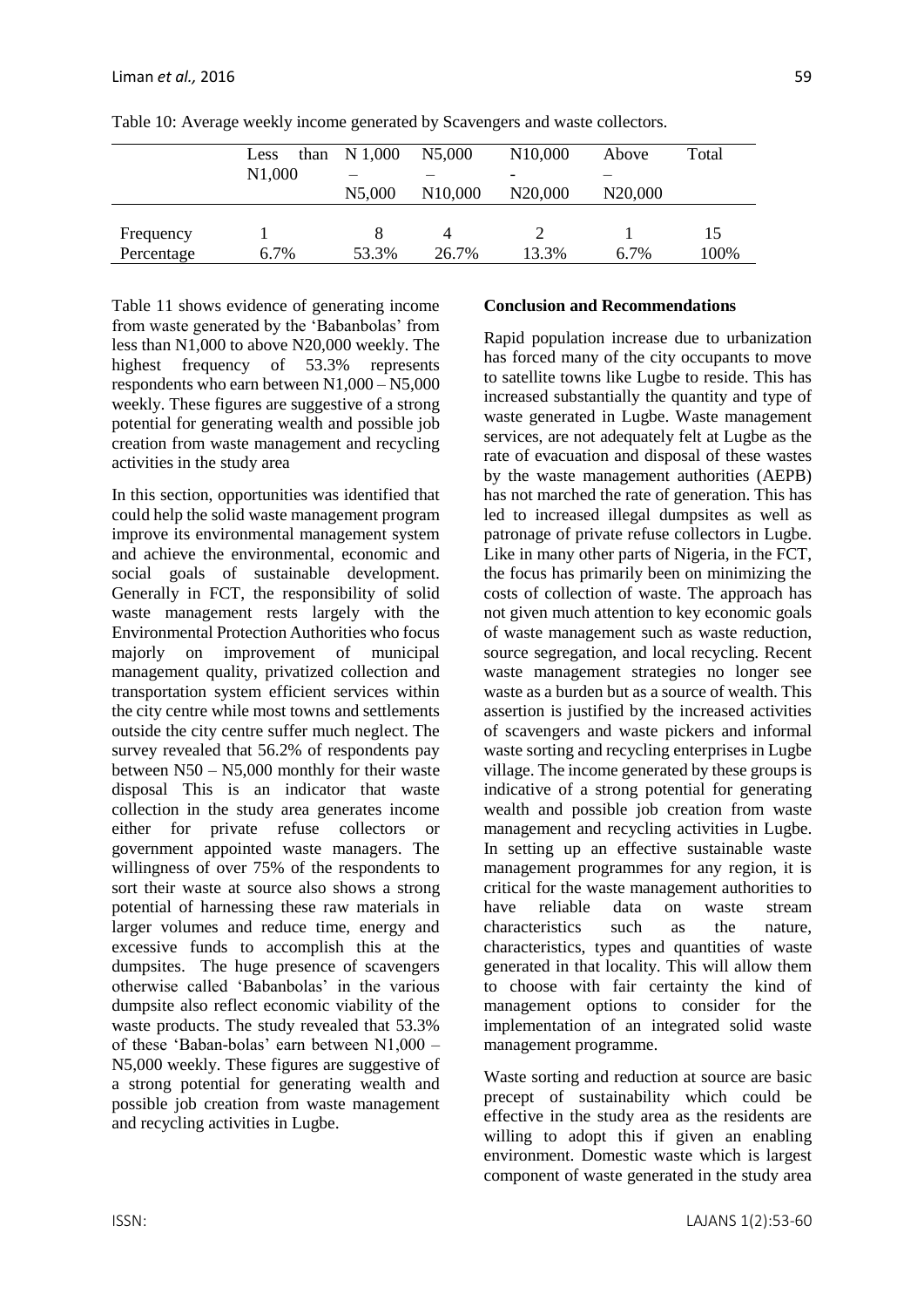Table 10: Average weekly income generated by Scavengers and waste collectors.

| | Less than N1,000 | N 1,000 – N5,000 | N5,000 – N10,000 | N10,000 - N20,000 | Above – N20,000 | Total |
|---|---|---|---|---|---|---|
| Frequency | 1 | 8 | 4 | 2 | 1 | 15 |
| Percentage | 6.7% | 53.3% | 26.7% | 13.3% | 6.7% | 100% |

Table 11 shows evidence of generating income from waste generated by the 'Babanbolas' from less than N1,000 to above N20,000 weekly. The highest frequency of 53.3% represents respondents who earn between N1,000 – N5,000 weekly. These figures are suggestive of a strong potential for generating wealth and possible job creation from waste management and recycling activities in the study area

In this section, opportunities was identified that could help the solid waste management program improve its environmental management system and achieve the environmental, economic and social goals of sustainable development. Generally in FCT, the responsibility of solid waste management rests largely with the Environmental Protection Authorities who focus majorly on improvement of municipal management quality, privatized collection and transportation system efficient services within the city centre while most towns and settlements outside the city centre suffer much neglect. The survey revealed that 56.2% of respondents pay between N50 – N5,000 monthly for their waste disposal This is an indicator that waste collection in the study area generates income either for private refuse collectors or government appointed waste managers. The willingness of over 75% of the respondents to sort their waste at source also shows a strong potential of harnessing these raw materials in larger volumes and reduce time, energy and excessive funds to accomplish this at the dumpsites. The huge presence of scavengers otherwise called 'Babanbolas' in the various dumpsite also reflect economic viability of the waste products. The study revealed that 53.3% of these 'Baban-bolas' earn between N1,000 – N5,000 weekly. These figures are suggestive of a strong potential for generating wealth and possible job creation from waste management and recycling activities in Lugbe.

## Conclusion and Recommendations

Rapid population increase due to urbanization has forced many of the city occupants to move to satellite towns like Lugbe to reside. This has increased substantially the quantity and type of waste generated in Lugbe. Waste management services, are not adequately felt at Lugbe as the rate of evacuation and disposal of these wastes by the waste management authorities (AEPB) has not marched the rate of generation. This has led to increased illegal dumpsites as well as patronage of private refuse collectors in Lugbe. Like in many other parts of Nigeria, in the FCT, the focus has primarily been on minimizing the costs of collection of waste. The approach has not given much attention to key economic goals of waste management such as waste reduction, source segregation, and local recycling. Recent waste management strategies no longer see waste as a burden but as a source of wealth. This assertion is justified by the increased activities of scavengers and waste pickers and informal waste sorting and recycling enterprises in Lugbe village. The income generated by these groups is indicative of a strong potential for generating wealth and possible job creation from waste management and recycling activities in Lugbe. In setting up an effective sustainable waste management programmes for any region, it is critical for the waste management authorities to have reliable data on waste stream characteristics such as the nature, characteristics, types and quantities of waste generated in that locality. This will allow them to choose with fair certainty the kind of management options to consider for the implementation of an integrated solid waste management programme.

Waste sorting and reduction at source are basic precept of sustainability which could be effective in the study area as the residents are willing to adopt this if given an enabling environment. Domestic waste which is largest component of waste generated in the study area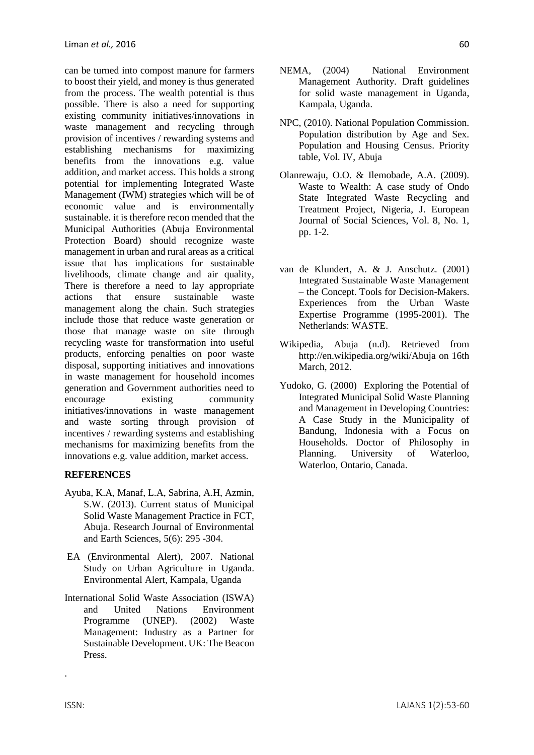can be turned into compost manure for farmers to boost their yield, and money is thus generated from the process. The wealth potential is thus possible. There is also a need for supporting existing community initiatives/innovations in waste management and recycling through provision of incentives / rewarding systems and establishing mechanisms for maximizing benefits from the innovations e.g. value addition, and market access. This holds a strong potential for implementing Integrated Waste Management (IWM) strategies which will be of economic value and is environmentally sustainable. it is therefore recon mended that the Municipal Authorities (Abuja Environmental Protection Board) should recognize waste management in urban and rural areas as a critical issue that has implications for sustainable livelihoods, climate change and air quality, There is therefore a need to lay appropriate actions that ensure sustainable waste management along the chain. Such strategies include those that reduce waste generation or those that manage waste on site through recycling waste for transformation into useful products, enforcing penalties on poor waste disposal, supporting initiatives and innovations in waste management for household incomes generation and Government authorities need to encourage existing community initiatives/innovations in waste management and waste sorting through provision of incentives / rewarding systems and establishing mechanisms for maximizing benefits from the innovations e.g. value addition, market access.

## REFERENCES

Ayuba, K.A, Manaf, L.A, Sabrina, A.H, Azmin, S.W. (2013). Current status of Municipal Solid Waste Management Practice in FCT, Abuja. Research Journal of Environmental and Earth Sciences, 5(6): 295 -304.

EA (Environmental Alert), 2007. National Study on Urban Agriculture in Uganda. Environmental Alert, Kampala, Uganda

International Solid Waste Association (ISWA) and United Nations Environment Programme (UNEP). (2002) Waste Management: Industry as a Partner for Sustainable Development. UK: The Beacon Press.

NEMA, (2004) National Environment Management Authority. Draft guidelines for solid waste management in Uganda, Kampala, Uganda.

NPC, (2010). National Population Commission. Population distribution by Age and Sex. Population and Housing Census. Priority table, Vol. IV, Abuja

Olanrewaju, O.O. & Ilemobade, A.A. (2009). Waste to Wealth: A case study of Ondo State Integrated Waste Recycling and Treatment Project, Nigeria, J. European Journal of Social Sciences, Vol. 8, No. 1, pp. 1-2.

van de Klundert, A. & J. Anschutz. (2001) Integrated Sustainable Waste Management – the Concept. Tools for Decision-Makers. Experiences from the Urban Waste Expertise Programme (1995-2001). The Netherlands: WASTE.

Wikipedia, Abuja (n.d). Retrieved from http://en.wikipedia.org/wiki/Abuja on 16th March, 2012.

Yudoko, G. (2000) Exploring the Potential of Integrated Municipal Solid Waste Planning and Management in Developing Countries: A Case Study in the Municipality of Bandung, Indonesia with a Focus on Households. Doctor of Philosophy in Planning. University of Waterloo, Waterloo, Ontario, Canada.